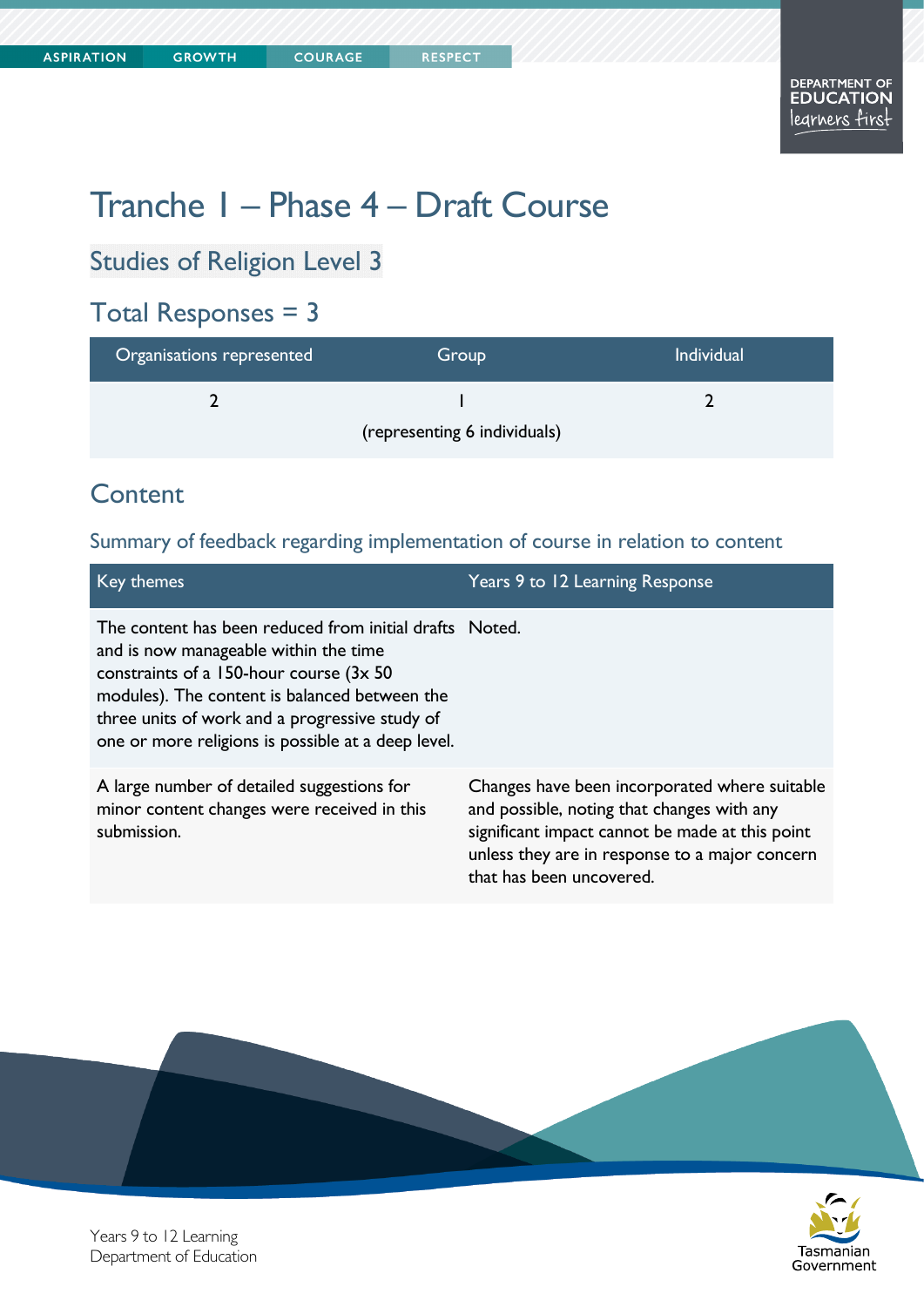# Tranche 1 – Phase 4 – Draft Course

## Studies of Religion Level 3

## Total Responses = 3

| Organisations represented | Group | Individual |
|---|---|---|
| 2 | 1 (representing 6 individuals) | 2 |

## Content

### Summary of feedback regarding implementation of course in relation to content

| Key themes | Years 9 to 12 Learning Response |
|---|---|
| The content has been reduced from initial drafts and is now manageable within the time constraints of a 150-hour course (3x 50 modules). The content is balanced between the three units of work and a progressive study of one or more religions is possible at a deep level. | Noted. |
| A large number of detailed suggestions for minor content changes were received in this submission. | Changes have been incorporated where suitable and possible, noting that changes with any significant impact cannot be made at this point unless they are in response to a major concern that has been uncovered. |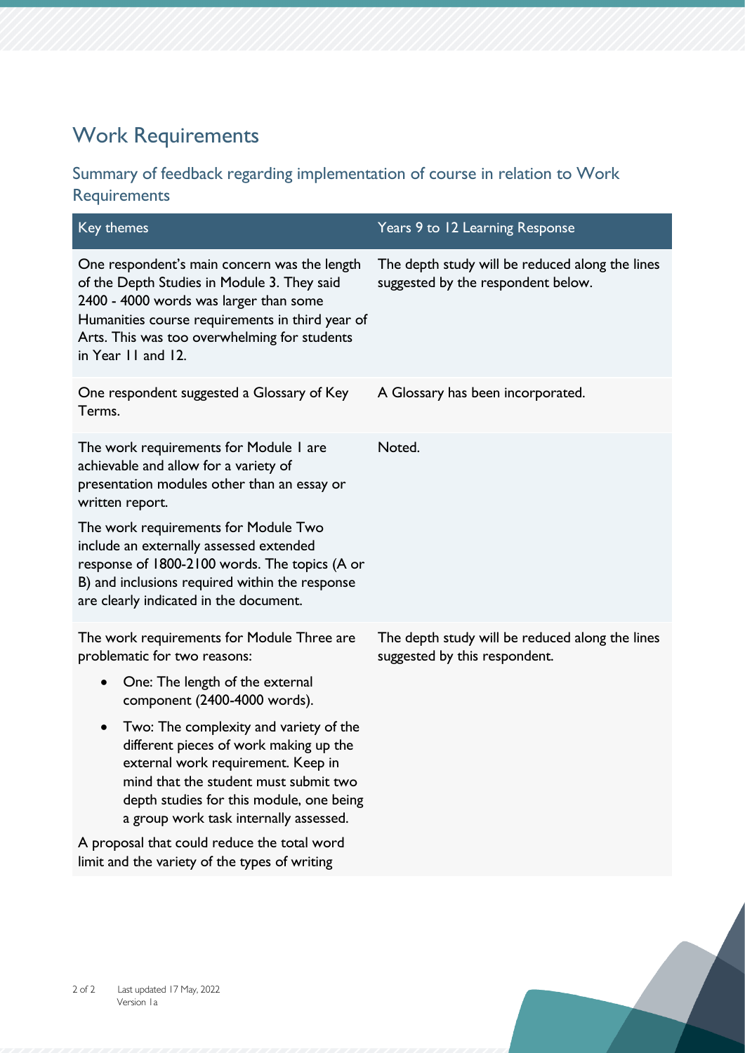# Work Requirements

## Summary of feedback regarding implementation of course in relation to Work Requirements

| Key themes | Years 9 to 12 Learning Response |
| --- | --- |
| One respondent's main concern was the length of the Depth Studies in Module 3. They said 2400 - 4000 words was larger than some Humanities course requirements in third year of Arts. This was too overwhelming for students in Year 11 and 12. | The depth study will be reduced along the lines suggested by the respondent below. |
| One respondent suggested a Glossary of Key Terms. | A Glossary has been incorporated. |
| The work requirements for Module 1 are achievable and allow for a variety of presentation modules other than an essay or written report.<br><br>The work requirements for Module Two include an externally assessed extended response of 1800-2100 words. The topics (A or B) and inclusions required within the response are clearly indicated in the document. | Noted. |
| The work requirements for Module Three are problematic for two reasons:<br><br>• One: The length of the external component (2400-4000 words).<br><br>• Two: The complexity and variety of the different pieces of work making up the external work requirement. Keep in mind that the student must submit two depth studies for this module, one being a group work task internally assessed.<br><br>A proposal that could reduce the total word limit and the variety of the types of writing | The depth study will be reduced along the lines suggested by this respondent. |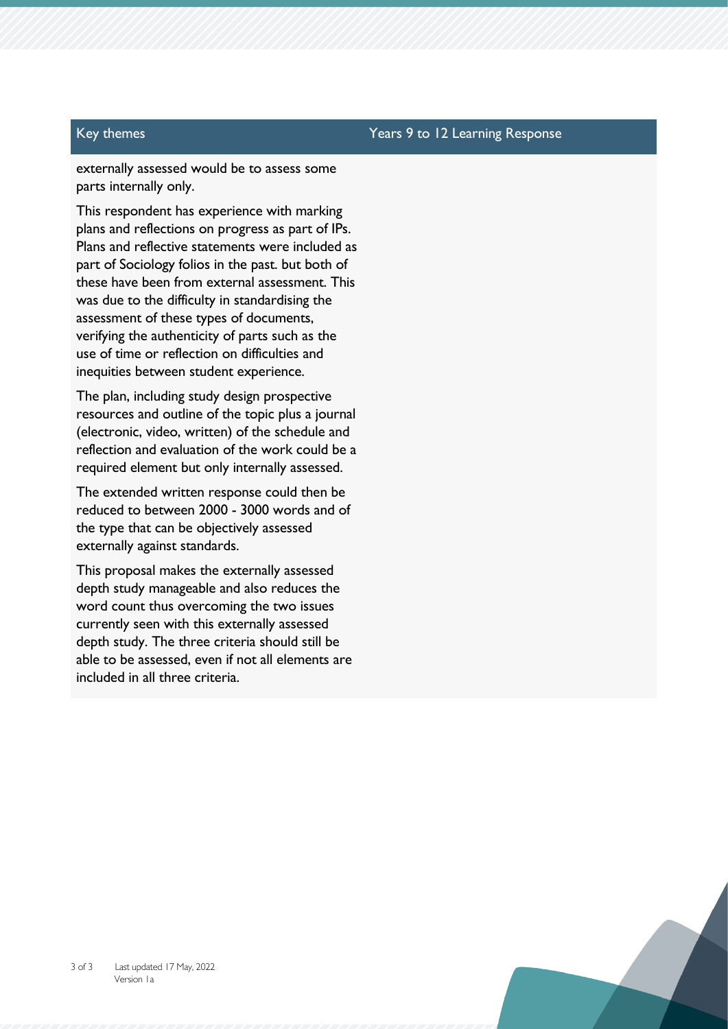| Key themes | Years 9 to 12 Learning Response |
| --- | --- |
| externally assessed would be to assess some parts internally only.<br><br>This respondent has experience with marking plans and reflections on progress as part of IPs. Plans and reflective statements were included as part of Sociology folios in the past. but both of these have been from external assessment. This was due to the difficulty in standardising the assessment of these types of documents, verifying the authenticity of parts such as the use of time or reflection on difficulties and inequities between student experience.<br><br>The plan, including study design prospective resources and outline of the topic plus a journal (electronic, video, written) of the schedule and reflection and evaluation of the work could be a required element but only internally assessed.<br><br>The extended written response could then be reduced to between 2000 - 3000 words and of the type that can be objectively assessed externally against standards.<br><br>This proposal makes the externally assessed depth study manageable and also reduces the word count thus overcoming the two issues currently seen with this externally assessed depth study. The three criteria should still be able to be assessed, even if not all elements are included in all three criteria. | |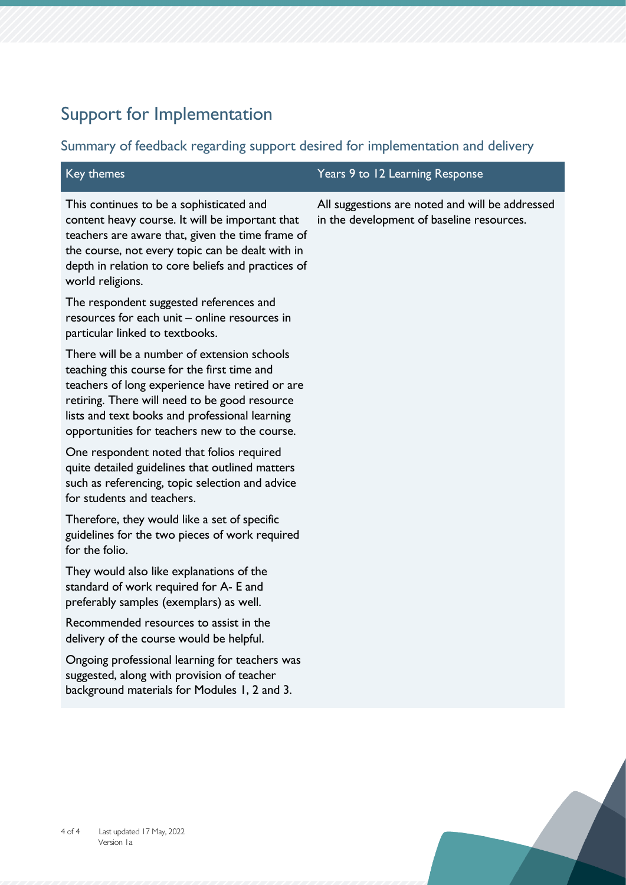## Support for Implementation

### Summary of feedback regarding support desired for implementation and delivery

| Key themes | Years 9 to 12 Learning Response |
| --- | --- |
| This continues to be a sophisticated and content heavy course. It will be important that teachers are aware that, given the time frame of the course, not every topic can be dealt with in depth in relation to core beliefs and practices of world religions.<br><br>The respondent suggested references and resources for each unit – online resources in particular linked to textbooks.<br><br>There will be a number of extension schools teaching this course for the first time and teachers of long experience have retired or are retiring. There will need to be good resource lists and text books and professional learning opportunities for teachers new to the course.<br><br>One respondent noted that folios required quite detailed guidelines that outlined matters such as referencing, topic selection and advice for students and teachers.<br><br>Therefore, they would like a set of specific guidelines for the two pieces of work required for the folio.<br><br>They would also like explanations of the standard of work required for A- E and preferably samples (exemplars) as well.<br><br>Recommended resources to assist in the delivery of the course would be helpful.<br><br>Ongoing professional learning for teachers was suggested, along with provision of teacher background materials for Modules 1, 2 and 3. | All suggestions are noted and will be addressed in the development of baseline resources. |

Last updated 17 May, 2022
Version 1a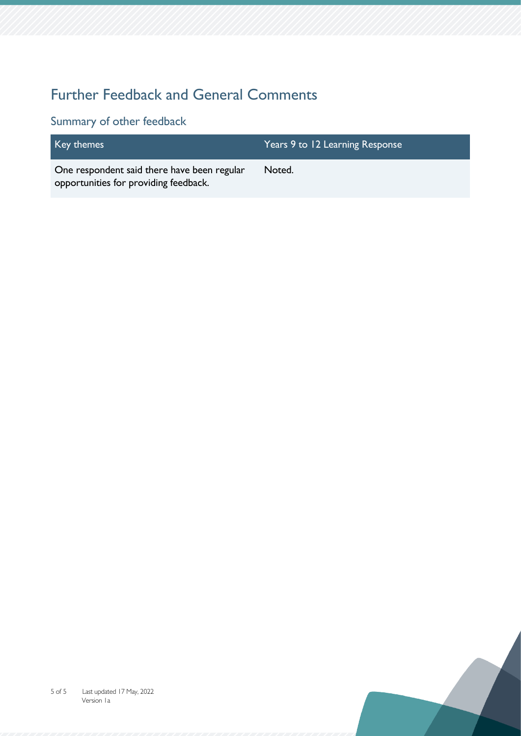## Further Feedback and General Comments

### Summary of other feedback

| Key themes | Years 9 to 12 Learning Response |
| --- | --- |
| One respondent said there have been regular opportunities for providing feedback. | Noted. |

Last updated 17 May, 2022
Version 1a